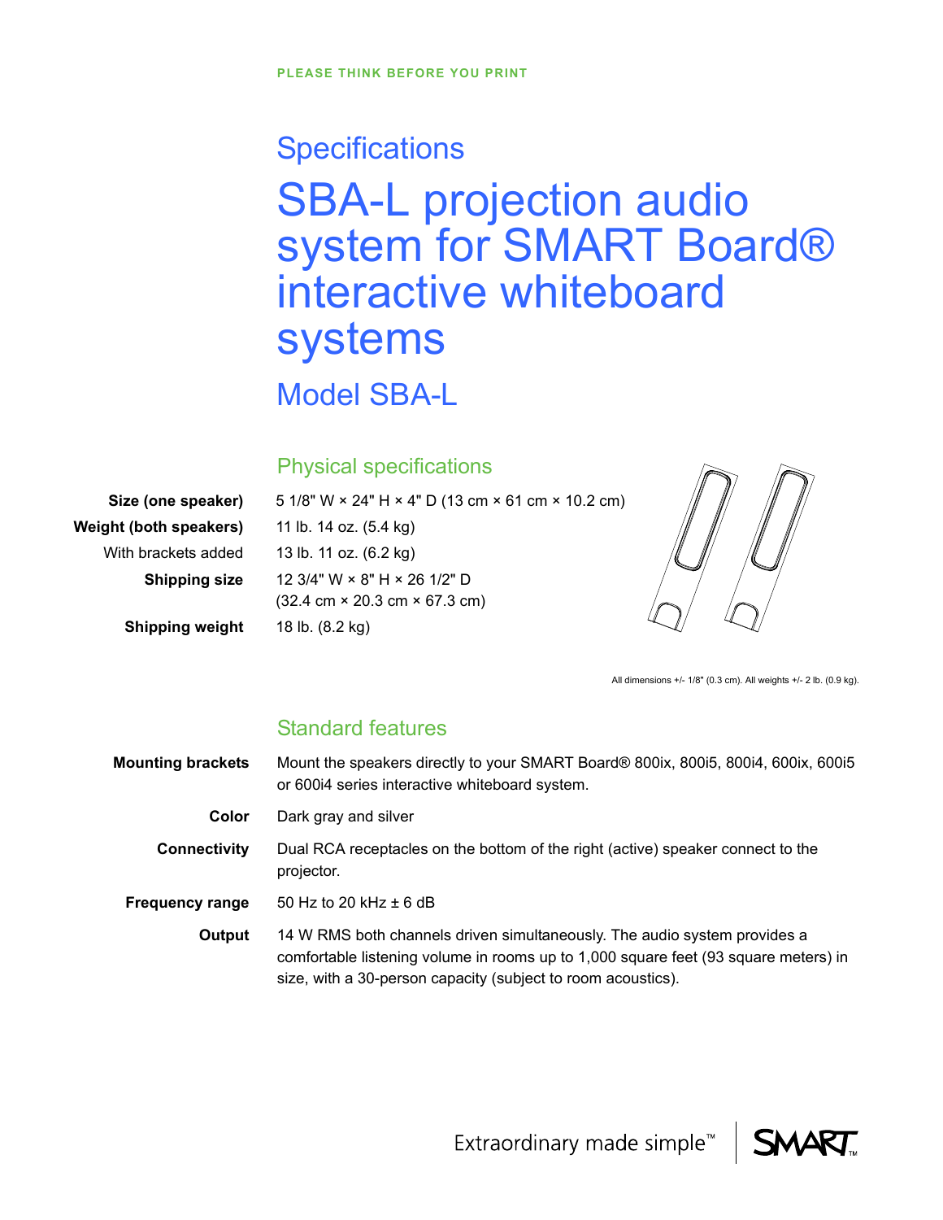PLEASE THINK BEFORE YOU PRINT

# Specifications

# SBA-L projection audio system for SMART Board® interactive whiteboard systems

## Model SBA-L

### Physical specifications

| | |
|---|---|
| **Size (one speaker)** | 5 1/8" W × 24" H × 4" D (13 cm × 61 cm × 10.2 cm) |
| **Weight (both speakers)** | 11 lb. 14 oz. (5.4 kg) |
| With brackets added | 13 lb. 11 oz. (6.2 kg) |
| **Shipping size** | 12 3/4" W × 8" H × 26 1/2" D (32.4 cm × 20.3 cm × 67.3 cm) |
| **Shipping weight** | 18 lb. (8.2 kg) |

All dimensions +/- 1/8" (0.3 cm). All weights +/- 2 lb. (0.9 kg).

### Standard features

| | |
|---|---|
| **Mounting brackets** | Mount the speakers directly to your SMART Board® 800ix, 800i5, 800i4, 600ix, 600i5 or 600i4 series interactive whiteboard system. |
| **Color** | Dark gray and silver |
| **Connectivity** | Dual RCA receptacles on the bottom of the right (active) speaker connect to the projector. |
| **Frequency range** | 50 Hz to 20 kHz ± 6 dB |
| **Output** | 14 W RMS both channels driven simultaneously. The audio system provides a comfortable listening volume in rooms up to 1,000 square feet (93 square meters) in size, with a 30-person capacity (subject to room acoustics). |

Extraordinary made simple™ | SMART™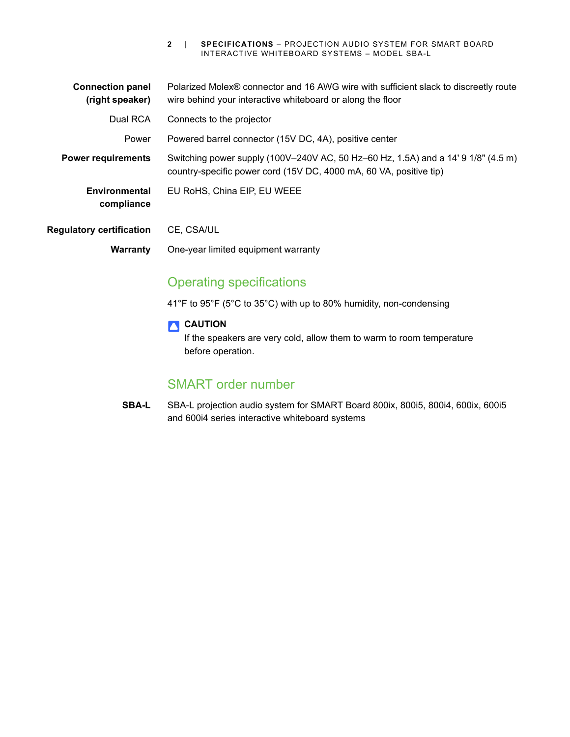| | |
|---|---|
| **Connection panel (right speaker)** | Polarized Molex® connector and 16 AWG wire with sufficient slack to discreetly route wire behind your interactive whiteboard or along the floor |
| Dual RCA | Connects to the projector |
| Power | Powered barrel connector (15V DC, 4A), positive center |
| **Power requirements** | Switching power supply (100V–240V AC, 50 Hz–60 Hz, 1.5A) and a 14' 9 1/8" (4.5 m) country-specific power cord (15V DC, 4000 mA, 60 VA, positive tip) |
| **Environmental compliance** | EU RoHS, China EIP, EU WEEE |
| **Regulatory certification** | CE, CSA/UL |
| **Warranty** | One-year limited equipment warranty |

## Operating specifications

41°F to 95°F (5°C to 35°C) with up to 80% humidity, non-condensing

**CAUTION**

If the speakers are very cold, allow them to warm to room temperature before operation.

## SMART order number

**SBA-L** SBA-L projection audio system for SMART Board 800ix, 800i5, 800i4, 600ix, 600i5 and 600i4 series interactive whiteboard systems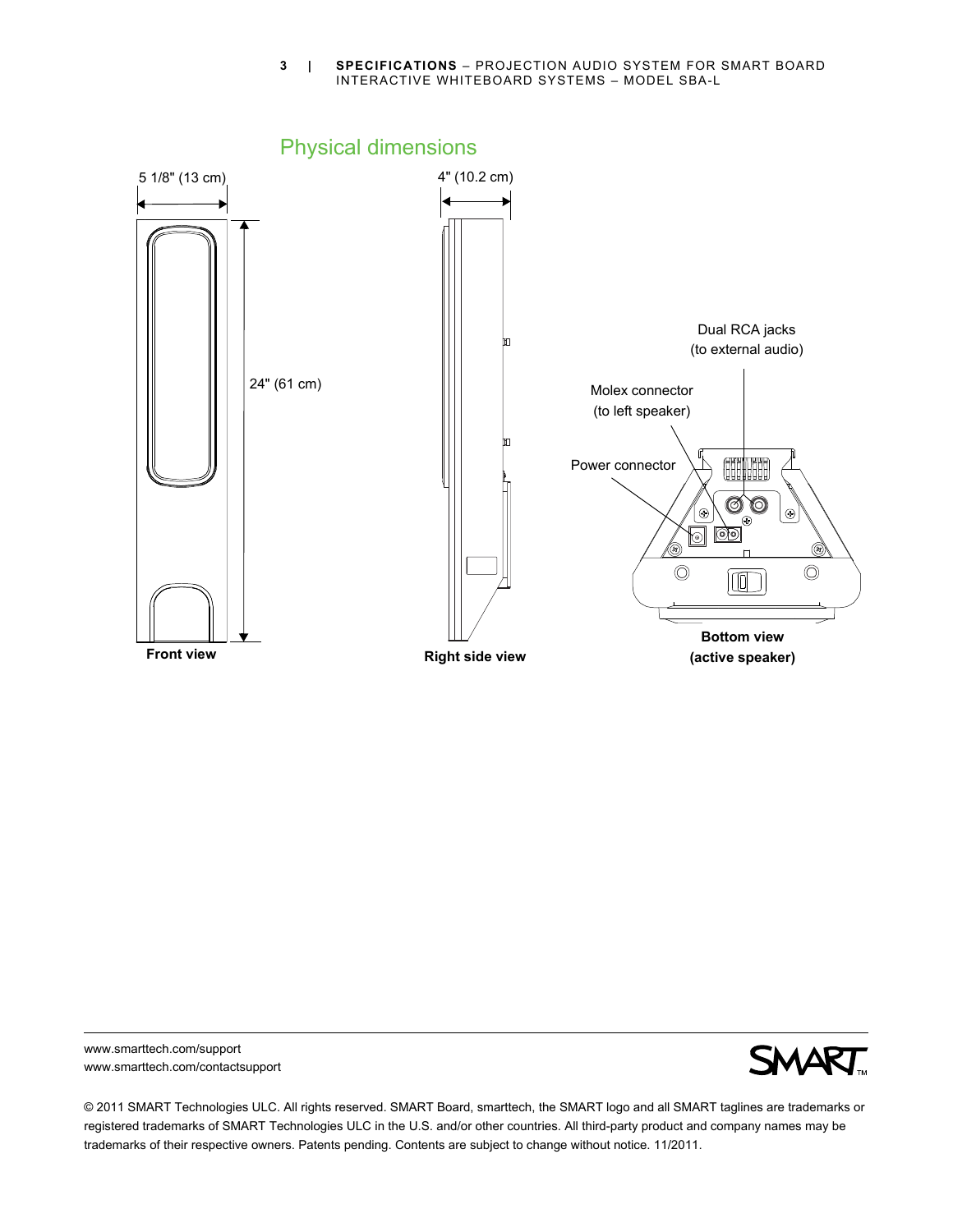## Physical dimensions

5 1/8" (13 cm)

24" (61 cm)

Front view

4" (10.2 cm)

Right side view

Dual RCA jacks (to external audio)

Molex connector (to left speaker)

Power connector

Bottom view (active speaker)

www.smarttech.com/support
www.smarttech.com/contactsupport

© 2011 SMART Technologies ULC. All rights reserved. SMART Board, smarttech, the SMART logo and all SMART taglines are trademarks or registered trademarks of SMART Technologies ULC in the U.S. and/or other countries. All third-party product and company names may be trademarks of their respective owners. Patents pending. Contents are subject to change without notice. 11/2011.